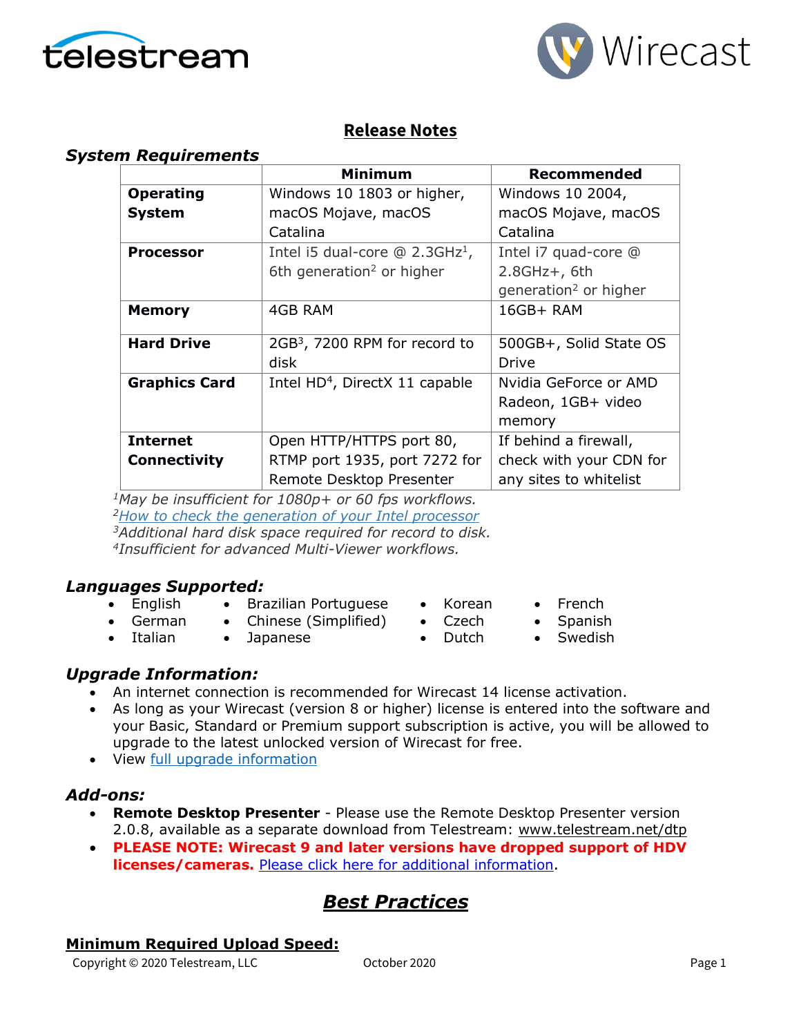# Release Notes

## System Requirements

| | Minimum | Recommended |
|---|---|---|
| **Operating System** | Windows 10 1803 or higher, macOS Mojave, macOS Catalina | Windows 10 2004, macOS Mojave, macOS Catalina |
| **Processor** | Intel i5 dual-core @ 2.3GHz[1], 6th generation[2] or higher | Intel i7 quad-core @ 2.8GHz+, 6th generation[2] or higher |
| **Memory** | 4GB RAM | 16GB+ RAM |
| **Hard Drive** | 2GB[3], 7200 RPM for record to disk | 500GB+, Solid State OS Drive |
| **Graphics Card** | Intel HD[4], DirectX 11 capable | Nvidia GeForce or AMD Radeon, 1GB+ video memory |
| **Internet Connectivity** | Open HTTP/HTTPS port 80, RTMP port 1935, port 7272 for Remote Desktop Presenter | If behind a firewall, check with your CDN for any sites to whitelist |

*[1]May be insufficient for 1080p+ or 60 fps workflows.*
*[2][How to check the generation of your Intel processor]*
*[3]Additional hard disk space required for record to disk.*
*[4]Insufficient for advanced Multi-Viewer workflows.*

## Languages Supported:

- English
- German
- Italian
- Brazilian Portuguese
- Chinese (Simplified)
- Japanese
- Korean
- Czech
- Dutch
- French
- Spanish
- Swedish

## Upgrade Information:

- An internet connection is recommended for Wirecast 14 license activation.
- As long as your Wirecast (version 8 or higher) license is entered into the software and your Basic, Standard or Premium support subscription is active, you will be allowed to upgrade to the latest unlocked version of Wirecast for free.
- View full upgrade information

## Add-ons:

- **Remote Desktop Presenter** - Please use the Remote Desktop Presenter version 2.0.8, available as a separate download from Telestream: www.telestream.net/dtp
- **PLEASE NOTE: Wirecast 9 and later versions have dropped support of HDV licenses/cameras.** Please click here for additional information.

# Best Practices

## Minimum Required Upload Speed: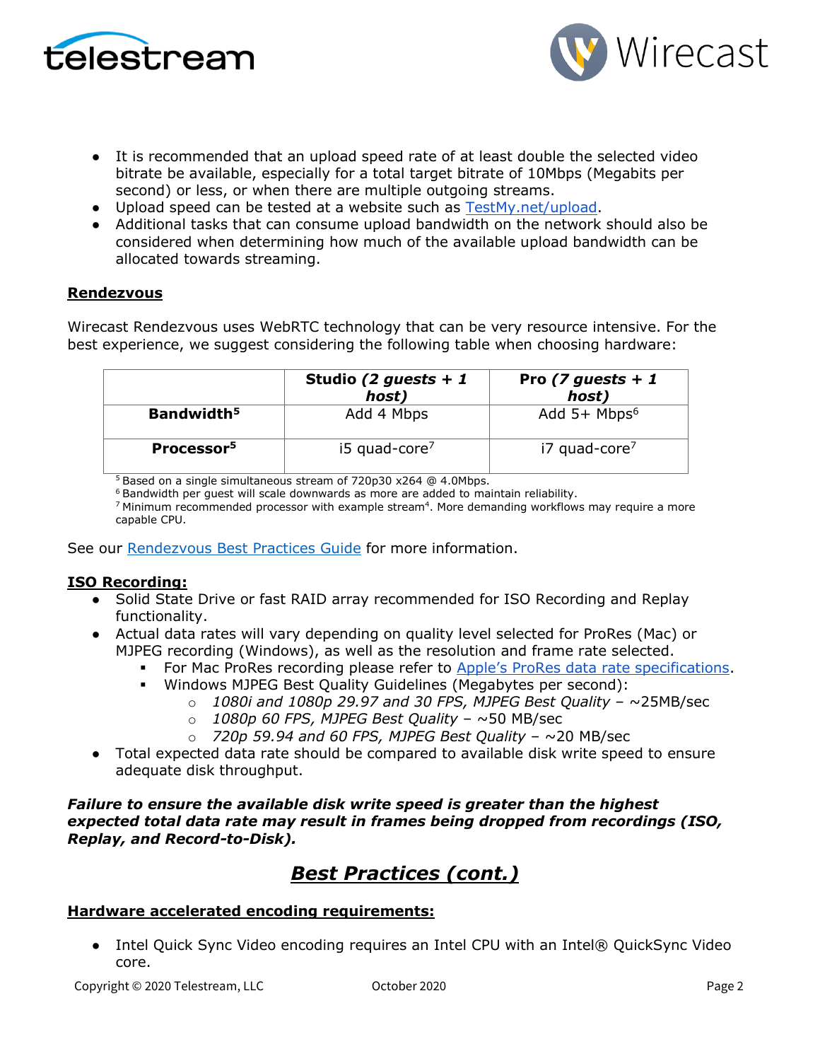- It is recommended that an upload speed rate of at least double the selected video bitrate be available, especially for a total target bitrate of 10Mbps (Megabits per second) or less, or when there are multiple outgoing streams.
- Upload speed can be tested at a website such as [TestMy.net/upload](TestMy.net/upload).
- Additional tasks that can consume upload bandwidth on the network should also be considered when determining how much of the available upload bandwidth can be allocated towards streaming.

**Rendezvous**

Wirecast Rendezvous uses WebRTC technology that can be very resource intensive. For the best experience, we suggest considering the following table when choosing hardware:

| | **Studio *(2 guests + 1 host)*** | **Pro *(7 guests + 1 host)*** |
|---|---|---|
| **Bandwidth[5]** | Add 4 Mbps | Add 5+ Mbps[6] |
| **Processor[5]** | i5 quad-core[7] | i7 quad-core[7] |

[5] Based on a single simultaneous stream of 720p30 x264 @ 4.0Mbps.
[6] Bandwidth per guest will scale downwards as more are added to maintain reliability.
[7] Minimum recommended processor with example stream[4]. More demanding workflows may require a more capable CPU.

See our [Rendezvous Best Practices Guide]() for more information.

**ISO Recording:**

- Solid State Drive or fast RAID array recommended for ISO Recording and Replay functionality.
- Actual data rates will vary depending on quality level selected for ProRes (Mac) or MJPEG recording (Windows), as well as the resolution and frame rate selected.
  - For Mac ProRes recording please refer to [Apple's ProRes data rate specifications]().
  - Windows MJPEG Best Quality Guidelines (Megabytes per second):
    - *1080i and 1080p 29.97 and 30 FPS, MJPEG Best Quality* – ~25MB/sec
    - *1080p 60 FPS, MJPEG Best Quality* – ~50 MB/sec
    - *720p 59.94 and 60 FPS, MJPEG Best Quality* – ~20 MB/sec
- Total expected data rate should be compared to available disk write speed to ensure adequate disk throughput.

***Failure to ensure the available disk write speed is greater than the highest expected total data rate may result in frames being dropped from recordings (ISO, Replay, and Record-to-Disk).***

## ***Best Practices (cont.)***

**Hardware accelerated encoding requirements:**

- Intel Quick Sync Video encoding requires an Intel CPU with an Intel® QuickSync Video core.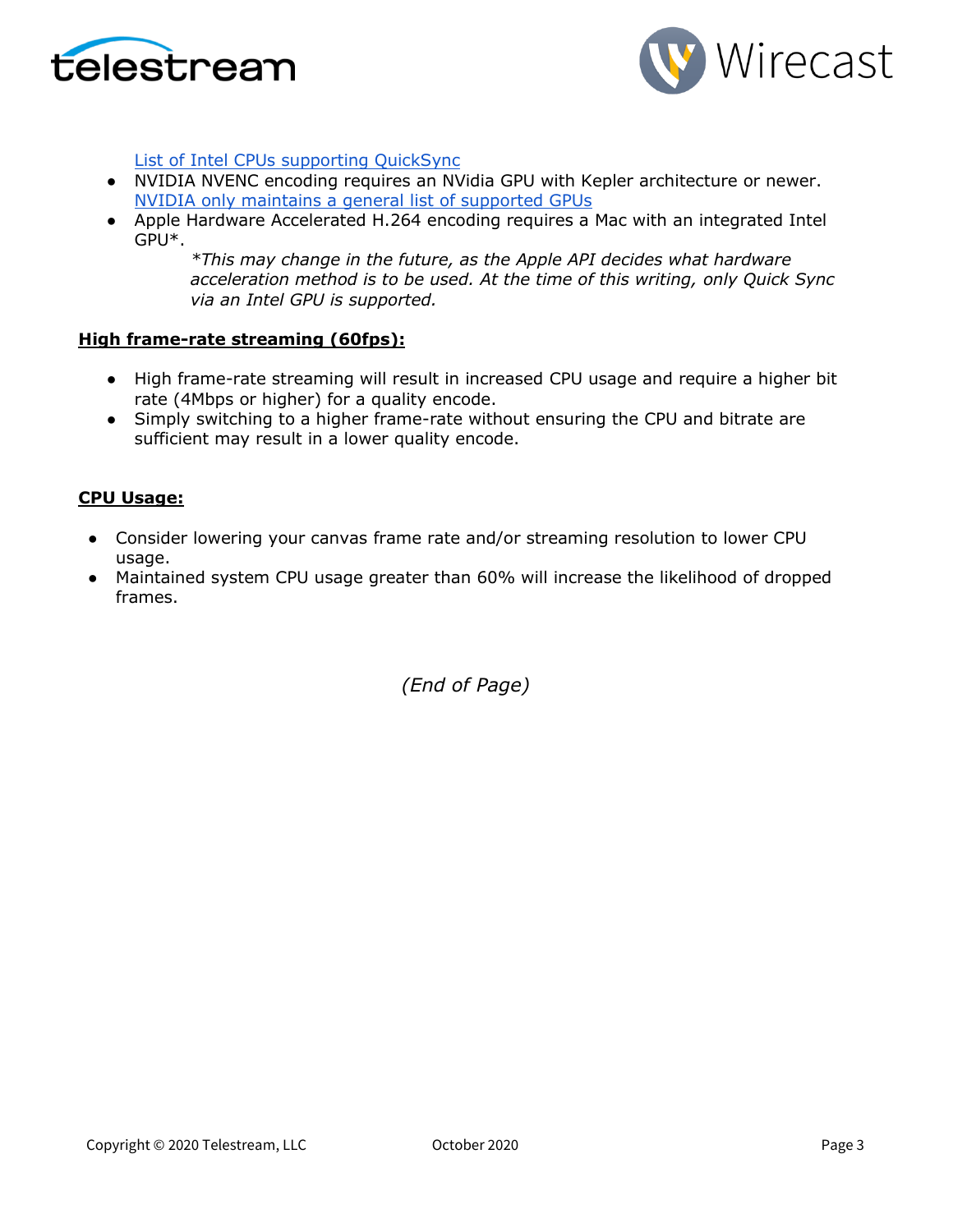[List of Intel CPUs supporting QuickSync]()

- NVIDIA NVENC encoding requires an NVidia GPU with Kepler architecture or newer. [NVIDIA only maintains a general list of supported GPUs]()
- Apple Hardware Accelerated H.264 encoding requires a Mac with an integrated Intel GPU*.

  *\*This may change in the future, as the Apple API decides what hardware acceleration method is to be used. At the time of this writing, only Quick Sync via an Intel GPU is supported.*

**High frame-rate streaming (60fps):**

- High frame-rate streaming will result in increased CPU usage and require a higher bit rate (4Mbps or higher) for a quality encode.
- Simply switching to a higher frame-rate without ensuring the CPU and bitrate are sufficient may result in a lower quality encode.

**CPU Usage:**

- Consider lowering your canvas frame rate and/or streaming resolution to lower CPU usage.
- Maintained system CPU usage greater than 60% will increase the likelihood of dropped frames.

*(End of Page)*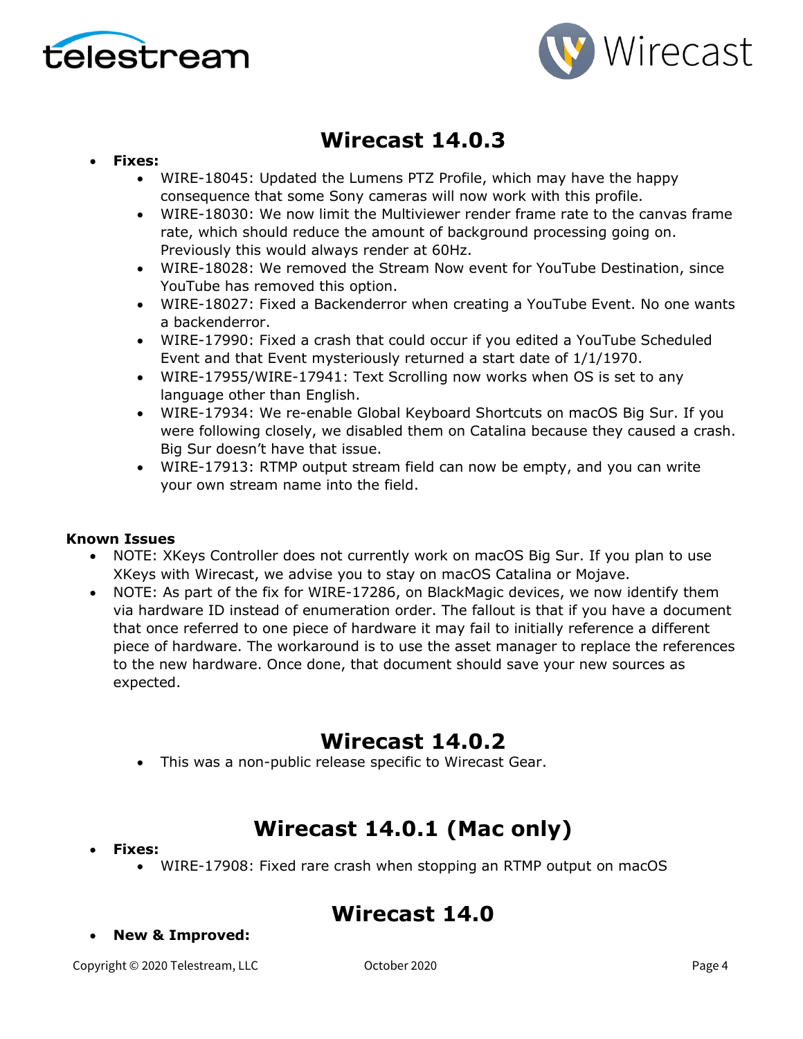# Wirecast 14.0.3

- **Fixes:**
  - WIRE-18045: Updated the Lumens PTZ Profile, which may have the happy consequence that some Sony cameras will now work with this profile.
  - WIRE-18030: We now limit the Multiviewer render frame rate to the canvas frame rate, which should reduce the amount of background processing going on. Previously this would always render at 60Hz.
  - WIRE-18028: We removed the Stream Now event for YouTube Destination, since YouTube has removed this option.
  - WIRE-18027: Fixed a Backenderror when creating a YouTube Event. No one wants a backenderror.
  - WIRE-17990: Fixed a crash that could occur if you edited a YouTube Scheduled Event and that Event mysteriously returned a start date of 1/1/1970.
  - WIRE-17955/WIRE-17941: Text Scrolling now works when OS is set to any language other than English.
  - WIRE-17934: We re-enable Global Keyboard Shortcuts on macOS Big Sur. If you were following closely, we disabled them on Catalina because they caused a crash. Big Sur doesn't have that issue.
  - WIRE-17913: RTMP output stream field can now be empty, and you can write your own stream name into the field.

**Known Issues**

- NOTE: XKeys Controller does not currently work on macOS Big Sur. If you plan to use XKeys with Wirecast, we advise you to stay on macOS Catalina or Mojave.
- NOTE: As part of the fix for WIRE-17286, on BlackMagic devices, we now identify them via hardware ID instead of enumeration order. The fallout is that if you have a document that once referred to one piece of hardware it may fail to initially reference a different piece of hardware. The workaround is to use the asset manager to replace the references to the new hardware. Once done, that document should save your new sources as expected.

# Wirecast 14.0.2

- This was a non-public release specific to Wirecast Gear.

# Wirecast 14.0.1 (Mac only)

- **Fixes:**
  - WIRE-17908: Fixed rare crash when stopping an RTMP output on macOS

# Wirecast 14.0

- **New & Improved:**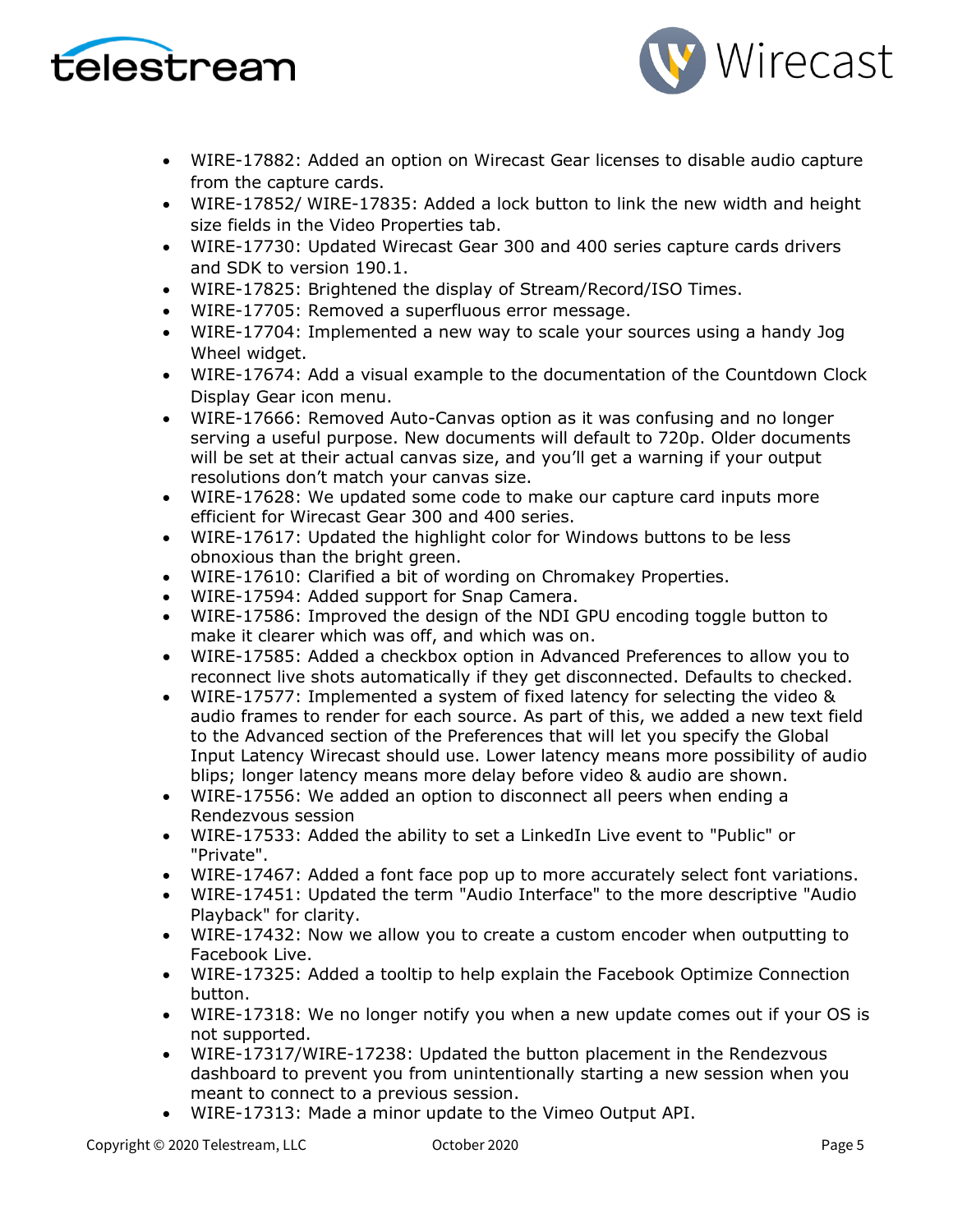- WIRE-17882: Added an option on Wirecast Gear licenses to disable audio capture from the capture cards.
- WIRE-17852/ WIRE-17835: Added a lock button to link the new width and height size fields in the Video Properties tab.
- WIRE-17730: Updated Wirecast Gear 300 and 400 series capture cards drivers and SDK to version 190.1.
- WIRE-17825: Brightened the display of Stream/Record/ISO Times.
- WIRE-17705: Removed a superfluous error message.
- WIRE-17704: Implemented a new way to scale your sources using a handy Jog Wheel widget.
- WIRE-17674: Add a visual example to the documentation of the Countdown Clock Display Gear icon menu.
- WIRE-17666: Removed Auto-Canvas option as it was confusing and no longer serving a useful purpose. New documents will default to 720p. Older documents will be set at their actual canvas size, and you'll get a warning if your output resolutions don't match your canvas size.
- WIRE-17628: We updated some code to make our capture card inputs more efficient for Wirecast Gear 300 and 400 series.
- WIRE-17617: Updated the highlight color for Windows buttons to be less obnoxious than the bright green.
- WIRE-17610: Clarified a bit of wording on Chromakey Properties.
- WIRE-17594: Added support for Snap Camera.
- WIRE-17586: Improved the design of the NDI GPU encoding toggle button to make it clearer which was off, and which was on.
- WIRE-17585: Added a checkbox option in Advanced Preferences to allow you to reconnect live shots automatically if they get disconnected. Defaults to checked.
- WIRE-17577: Implemented a system of fixed latency for selecting the video & audio frames to render for each source. As part of this, we added a new text field to the Advanced section of the Preferences that will let you specify the Global Input Latency Wirecast should use. Lower latency means more possibility of audio blips; longer latency means more delay before video & audio are shown.
- WIRE-17556: We added an option to disconnect all peers when ending a Rendezvous session
- WIRE-17533: Added the ability to set a LinkedIn Live event to "Public" or "Private".
- WIRE-17467: Added a font face pop up to more accurately select font variations.
- WIRE-17451: Updated the term "Audio Interface" to the more descriptive "Audio Playback" for clarity.
- WIRE-17432: Now we allow you to create a custom encoder when outputting to Facebook Live.
- WIRE-17325: Added a tooltip to help explain the Facebook Optimize Connection button.
- WIRE-17318: We no longer notify you when a new update comes out if your OS is not supported.
- WIRE-17317/WIRE-17238: Updated the button placement in the Rendezvous dashboard to prevent you from unintentionally starting a new session when you meant to connect to a previous session.
- WIRE-17313: Made a minor update to the Vimeo Output API.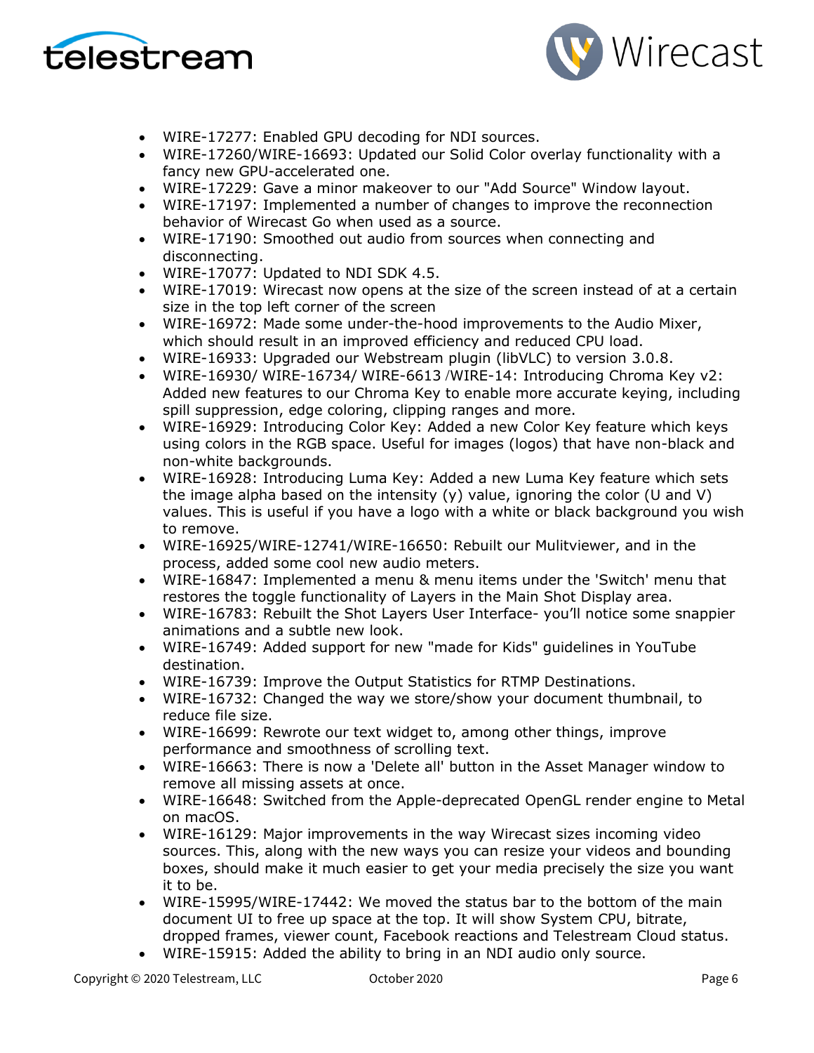- WIRE-17277: Enabled GPU decoding for NDI sources.
- WIRE-17260/WIRE-16693: Updated our Solid Color overlay functionality with a fancy new GPU-accelerated one.
- WIRE-17229: Gave a minor makeover to our "Add Source" Window layout.
- WIRE-17197: Implemented a number of changes to improve the reconnection behavior of Wirecast Go when used as a source.
- WIRE-17190: Smoothed out audio from sources when connecting and disconnecting.
- WIRE-17077: Updated to NDI SDK 4.5.
- WIRE-17019: Wirecast now opens at the size of the screen instead of at a certain size in the top left corner of the screen
- WIRE-16972: Made some under-the-hood improvements to the Audio Mixer, which should result in an improved efficiency and reduced CPU load.
- WIRE-16933: Upgraded our Webstream plugin (libVLC) to version 3.0.8.
- WIRE-16930/ WIRE-16734/ WIRE-6613 /WIRE-14: Introducing Chroma Key v2: Added new features to our Chroma Key to enable more accurate keying, including spill suppression, edge coloring, clipping ranges and more.
- WIRE-16929: Introducing Color Key: Added a new Color Key feature which keys using colors in the RGB space. Useful for images (logos) that have non-black and non-white backgrounds.
- WIRE-16928: Introducing Luma Key: Added a new Luma Key feature which sets the image alpha based on the intensity (y) value, ignoring the color (U and V) values. This is useful if you have a logo with a white or black background you wish to remove.
- WIRE-16925/WIRE-12741/WIRE-16650: Rebuilt our Mulitviewer, and in the process, added some cool new audio meters.
- WIRE-16847: Implemented a menu & menu items under the 'Switch' menu that restores the toggle functionality of Layers in the Main Shot Display area.
- WIRE-16783: Rebuilt the Shot Layers User Interface- you'll notice some snappier animations and a subtle new look.
- WIRE-16749: Added support for new "made for Kids" guidelines in YouTube destination.
- WIRE-16739: Improve the Output Statistics for RTMP Destinations.
- WIRE-16732: Changed the way we store/show your document thumbnail, to reduce file size.
- WIRE-16699: Rewrote our text widget to, among other things, improve performance and smoothness of scrolling text.
- WIRE-16663: There is now a 'Delete all' button in the Asset Manager window to remove all missing assets at once.
- WIRE-16648: Switched from the Apple-deprecated OpenGL render engine to Metal on macOS.
- WIRE-16129: Major improvements in the way Wirecast sizes incoming video sources. This, along with the new ways you can resize your videos and bounding boxes, should make it much easier to get your media precisely the size you want it to be.
- WIRE-15995/WIRE-17442: We moved the status bar to the bottom of the main document UI to free up space at the top. It will show System CPU, bitrate, dropped frames, viewer count, Facebook reactions and Telestream Cloud status.
- WIRE-15915: Added the ability to bring in an NDI audio only source.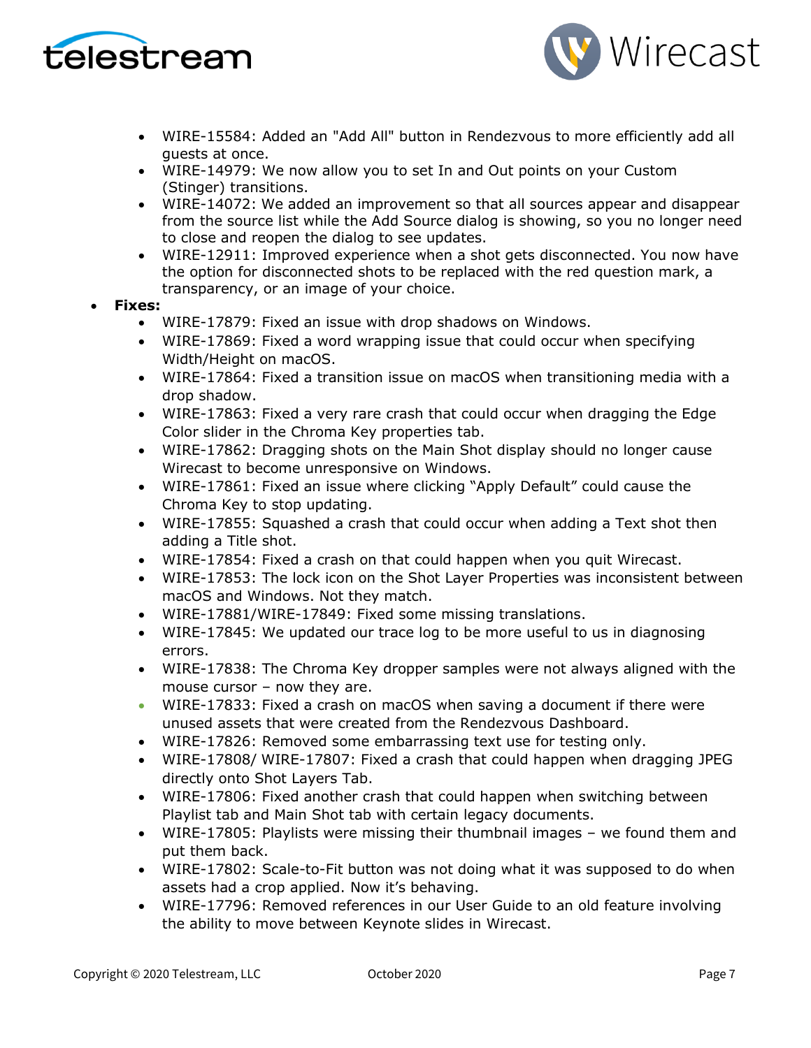- WIRE-15584: Added an "Add All" button in Rendezvous to more efficiently add all guests at once.
  - WIRE-14979: We now allow you to set In and Out points on your Custom (Stinger) transitions.
  - WIRE-14072: We added an improvement so that all sources appear and disappear from the source list while the Add Source dialog is showing, so you no longer need to close and reopen the dialog to see updates.
  - WIRE-12911: Improved experience when a shot gets disconnected. You now have the option for disconnected shots to be replaced with the red question mark, a transparency, or an image of your choice.
- **Fixes:**
  - WIRE-17879: Fixed an issue with drop shadows on Windows.
  - WIRE-17869: Fixed a word wrapping issue that could occur when specifying Width/Height on macOS.
  - WIRE-17864: Fixed a transition issue on macOS when transitioning media with a drop shadow.
  - WIRE-17863: Fixed a very rare crash that could occur when dragging the Edge Color slider in the Chroma Key properties tab.
  - WIRE-17862: Dragging shots on the Main Shot display should no longer cause Wirecast to become unresponsive on Windows.
  - WIRE-17861: Fixed an issue where clicking "Apply Default" could cause the Chroma Key to stop updating.
  - WIRE-17855: Squashed a crash that could occur when adding a Text shot then adding a Title shot.
  - WIRE-17854: Fixed a crash on that could happen when you quit Wirecast.
  - WIRE-17853: The lock icon on the Shot Layer Properties was inconsistent between macOS and Windows. Not they match.
  - WIRE-17881/WIRE-17849: Fixed some missing translations.
  - WIRE-17845: We updated our trace log to be more useful to us in diagnosing errors.
  - WIRE-17838: The Chroma Key dropper samples were not always aligned with the mouse cursor – now they are.
  - WIRE-17833: Fixed a crash on macOS when saving a document if there were unused assets that were created from the Rendezvous Dashboard.
  - WIRE-17826: Removed some embarrassing text use for testing only.
  - WIRE-17808/ WIRE-17807: Fixed a crash that could happen when dragging JPEG directly onto Shot Layers Tab.
  - WIRE-17806: Fixed another crash that could happen when switching between Playlist tab and Main Shot tab with certain legacy documents.
  - WIRE-17805: Playlists were missing their thumbnail images – we found them and put them back.
  - WIRE-17802: Scale-to-Fit button was not doing what it was supposed to do when assets had a crop applied. Now it's behaving.
  - WIRE-17796: Removed references in our User Guide to an old feature involving the ability to move between Keynote slides in Wirecast.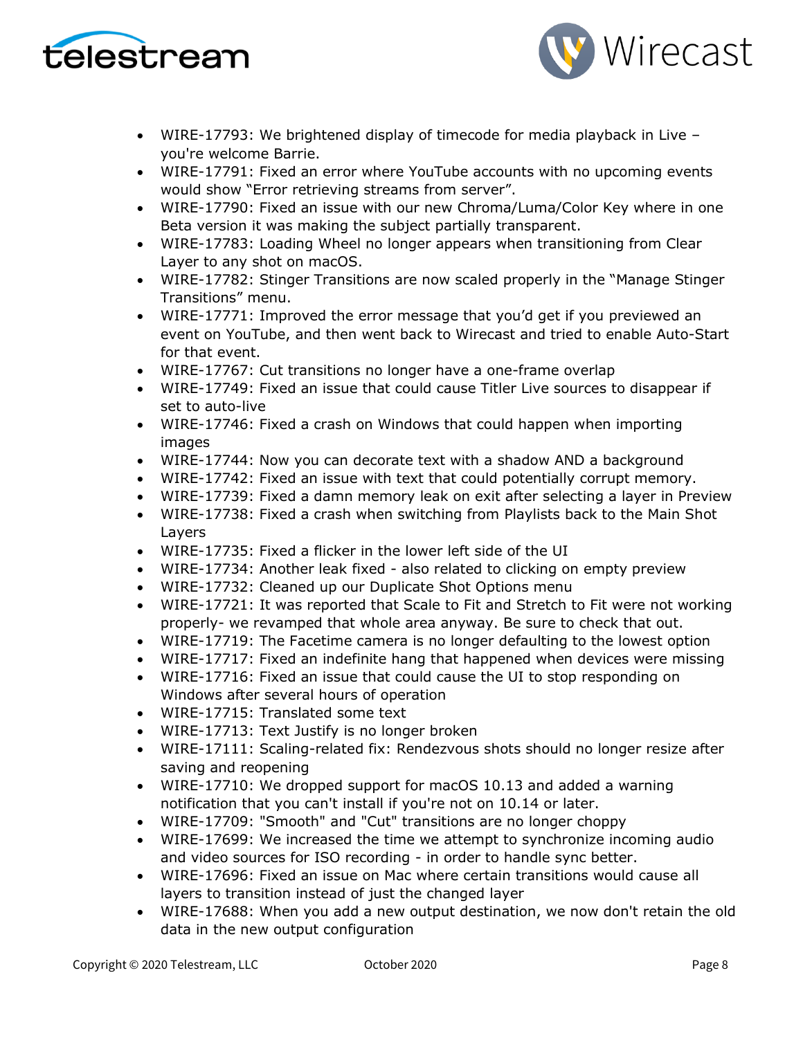- WIRE-17793: We brightened display of timecode for media playback in Live – you're welcome Barrie.
- WIRE-17791: Fixed an error where YouTube accounts with no upcoming events would show "Error retrieving streams from server".
- WIRE-17790: Fixed an issue with our new Chroma/Luma/Color Key where in one Beta version it was making the subject partially transparent.
- WIRE-17783: Loading Wheel no longer appears when transitioning from Clear Layer to any shot on macOS.
- WIRE-17782: Stinger Transitions are now scaled properly in the "Manage Stinger Transitions" menu.
- WIRE-17771: Improved the error message that you'd get if you previewed an event on YouTube, and then went back to Wirecast and tried to enable Auto-Start for that event.
- WIRE-17767: Cut transitions no longer have a one-frame overlap
- WIRE-17749: Fixed an issue that could cause Titler Live sources to disappear if set to auto-live
- WIRE-17746: Fixed a crash on Windows that could happen when importing images
- WIRE-17744: Now you can decorate text with a shadow AND a background
- WIRE-17742: Fixed an issue with text that could potentially corrupt memory.
- WIRE-17739: Fixed a damn memory leak on exit after selecting a layer in Preview
- WIRE-17738: Fixed a crash when switching from Playlists back to the Main Shot Layers
- WIRE-17735: Fixed a flicker in the lower left side of the UI
- WIRE-17734: Another leak fixed - also related to clicking on empty preview
- WIRE-17732: Cleaned up our Duplicate Shot Options menu
- WIRE-17721: It was reported that Scale to Fit and Stretch to Fit were not working properly- we revamped that whole area anyway. Be sure to check that out.
- WIRE-17719: The Facetime camera is no longer defaulting to the lowest option
- WIRE-17717: Fixed an indefinite hang that happened when devices were missing
- WIRE-17716: Fixed an issue that could cause the UI to stop responding on Windows after several hours of operation
- WIRE-17715: Translated some text
- WIRE-17713: Text Justify is no longer broken
- WIRE-17111: Scaling-related fix: Rendezvous shots should no longer resize after saving and reopening
- WIRE-17710: We dropped support for macOS 10.13 and added a warning notification that you can't install if you're not on 10.14 or later.
- WIRE-17709: "Smooth" and "Cut" transitions are no longer choppy
- WIRE-17699: We increased the time we attempt to synchronize incoming audio and video sources for ISO recording - in order to handle sync better.
- WIRE-17696: Fixed an issue on Mac where certain transitions would cause all layers to transition instead of just the changed layer
- WIRE-17688: When you add a new output destination, we now don't retain the old data in the new output configuration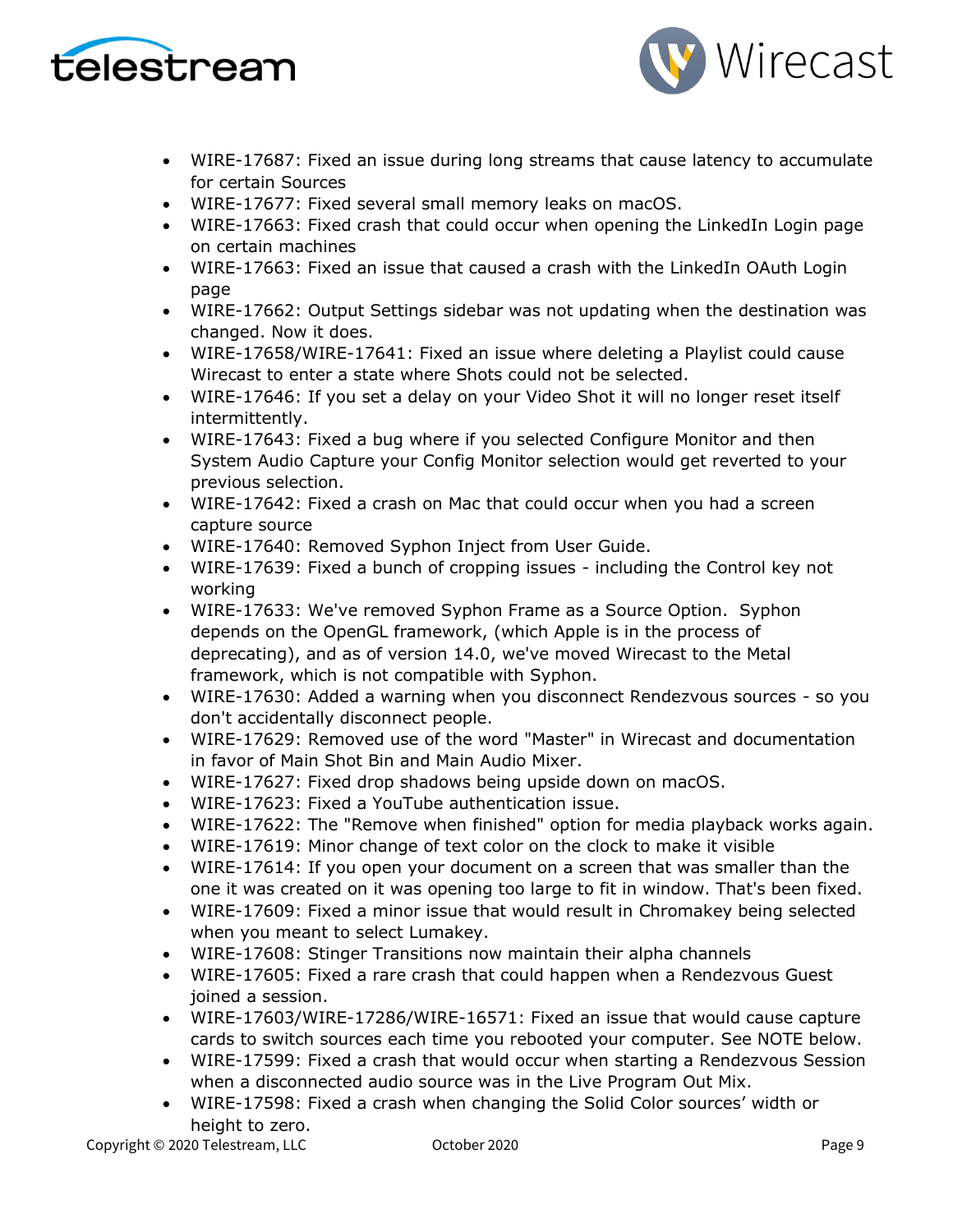- WIRE-17687: Fixed an issue during long streams that cause latency to accumulate for certain Sources
- WIRE-17677: Fixed several small memory leaks on macOS.
- WIRE-17663: Fixed crash that could occur when opening the LinkedIn Login page on certain machines
- WIRE-17663: Fixed an issue that caused a crash with the LinkedIn OAuth Login page
- WIRE-17662: Output Settings sidebar was not updating when the destination was changed. Now it does.
- WIRE-17658/WIRE-17641: Fixed an issue where deleting a Playlist could cause Wirecast to enter a state where Shots could not be selected.
- WIRE-17646: If you set a delay on your Video Shot it will no longer reset itself intermittently.
- WIRE-17643: Fixed a bug where if you selected Configure Monitor and then System Audio Capture your Config Monitor selection would get reverted to your previous selection.
- WIRE-17642: Fixed a crash on Mac that could occur when you had a screen capture source
- WIRE-17640: Removed Syphon Inject from User Guide.
- WIRE-17639: Fixed a bunch of cropping issues - including the Control key not working
- WIRE-17633: We've removed Syphon Frame as a Source Option. Syphon depends on the OpenGL framework, (which Apple is in the process of deprecating), and as of version 14.0, we've moved Wirecast to the Metal framework, which is not compatible with Syphon.
- WIRE-17630: Added a warning when you disconnect Rendezvous sources - so you don't accidentally disconnect people.
- WIRE-17629: Removed use of the word "Master" in Wirecast and documentation in favor of Main Shot Bin and Main Audio Mixer.
- WIRE-17627: Fixed drop shadows being upside down on macOS.
- WIRE-17623: Fixed a YouTube authentication issue.
- WIRE-17622: The "Remove when finished" option for media playback works again.
- WIRE-17619: Minor change of text color on the clock to make it visible
- WIRE-17614: If you open your document on a screen that was smaller than the one it was created on it was opening too large to fit in window. That's been fixed.
- WIRE-17609: Fixed a minor issue that would result in Chromakey being selected when you meant to select Lumakey.
- WIRE-17608: Stinger Transitions now maintain their alpha channels
- WIRE-17605: Fixed a rare crash that could happen when a Rendezvous Guest joined a session.
- WIRE-17603/WIRE-17286/WIRE-16571: Fixed an issue that would cause capture cards to switch sources each time you rebooted your computer. See NOTE below.
- WIRE-17599: Fixed a crash that would occur when starting a Rendezvous Session when a disconnected audio source was in the Live Program Out Mix.
- WIRE-17598: Fixed a crash when changing the Solid Color sources' width or height to zero.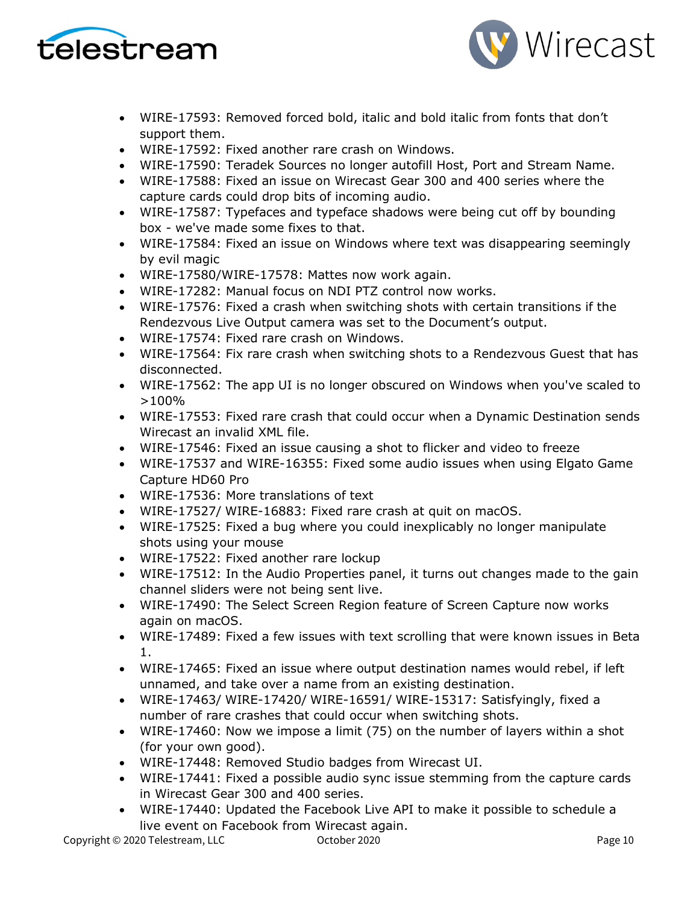- WIRE-17593: Removed forced bold, italic and bold italic from fonts that don't support them.
- WIRE-17592: Fixed another rare crash on Windows.
- WIRE-17590: Teradek Sources no longer autofill Host, Port and Stream Name.
- WIRE-17588: Fixed an issue on Wirecast Gear 300 and 400 series where the capture cards could drop bits of incoming audio.
- WIRE-17587: Typefaces and typeface shadows were being cut off by bounding box - we've made some fixes to that.
- WIRE-17584: Fixed an issue on Windows where text was disappearing seemingly by evil magic
- WIRE-17580/WIRE-17578: Mattes now work again.
- WIRE-17282: Manual focus on NDI PTZ control now works.
- WIRE-17576: Fixed a crash when switching shots with certain transitions if the Rendezvous Live Output camera was set to the Document's output.
- WIRE-17574: Fixed rare crash on Windows.
- WIRE-17564: Fix rare crash when switching shots to a Rendezvous Guest that has disconnected.
- WIRE-17562: The app UI is no longer obscured on Windows when you've scaled to >100%
- WIRE-17553: Fixed rare crash that could occur when a Dynamic Destination sends Wirecast an invalid XML file.
- WIRE-17546: Fixed an issue causing a shot to flicker and video to freeze
- WIRE-17537 and WIRE-16355: Fixed some audio issues when using Elgato Game Capture HD60 Pro
- WIRE-17536: More translations of text
- WIRE-17527/ WIRE-16883: Fixed rare crash at quit on macOS.
- WIRE-17525: Fixed a bug where you could inexplicably no longer manipulate shots using your mouse
- WIRE-17522: Fixed another rare lockup
- WIRE-17512: In the Audio Properties panel, it turns out changes made to the gain channel sliders were not being sent live.
- WIRE-17490: The Select Screen Region feature of Screen Capture now works again on macOS.
- WIRE-17489: Fixed a few issues with text scrolling that were known issues in Beta 1.
- WIRE-17465: Fixed an issue where output destination names would rebel, if left unnamed, and take over a name from an existing destination.
- WIRE-17463/ WIRE-17420/ WIRE-16591/ WIRE-15317: Satisfyingly, fixed a number of rare crashes that could occur when switching shots.
- WIRE-17460: Now we impose a limit (75) on the number of layers within a shot (for your own good).
- WIRE-17448: Removed Studio badges from Wirecast UI.
- WIRE-17441: Fixed a possible audio sync issue stemming from the capture cards in Wirecast Gear 300 and 400 series.
- WIRE-17440: Updated the Facebook Live API to make it possible to schedule a live event on Facebook from Wirecast again.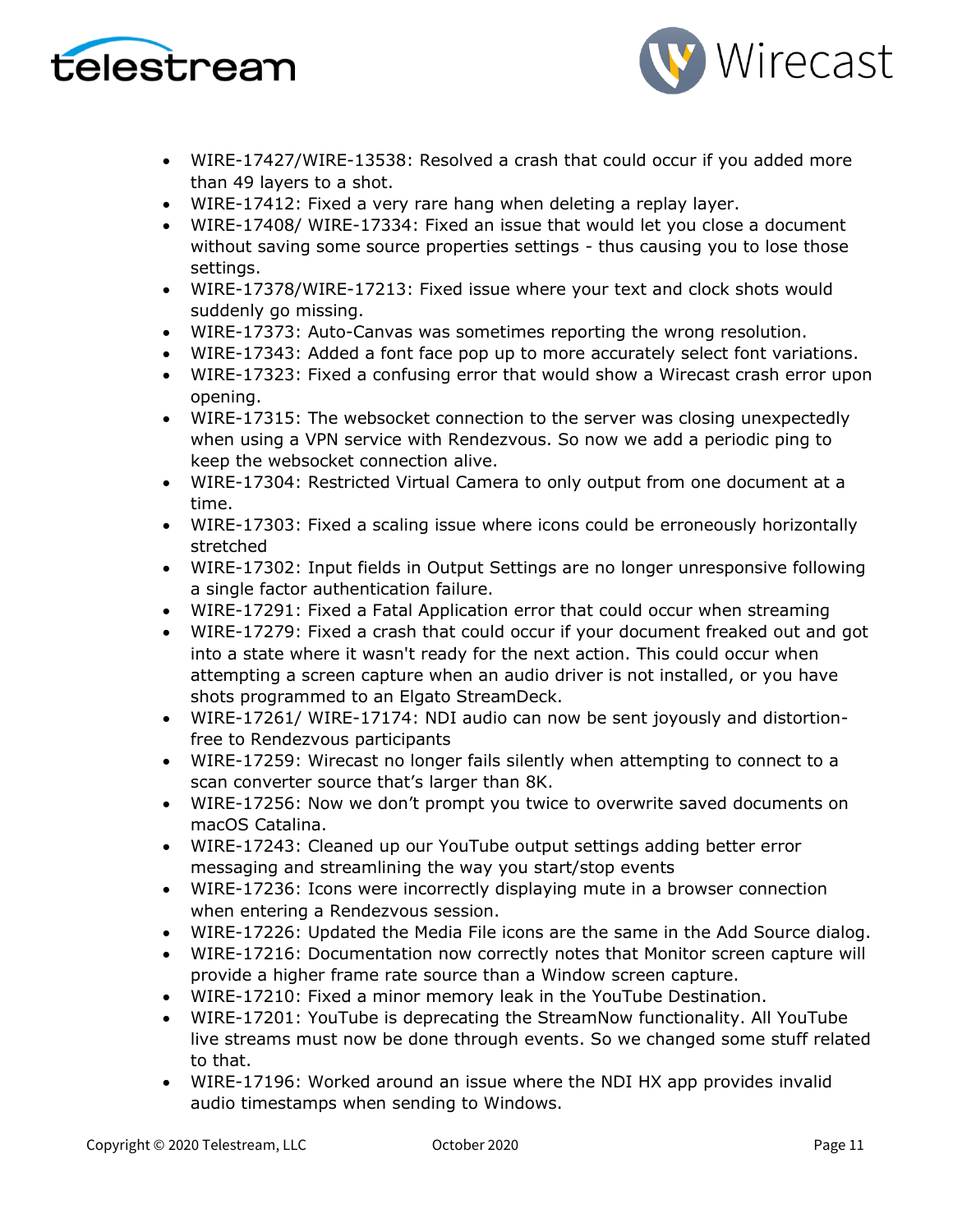- WIRE-17427/WIRE-13538: Resolved a crash that could occur if you added more than 49 layers to a shot.
- WIRE-17412: Fixed a very rare hang when deleting a replay layer.
- WIRE-17408/ WIRE-17334: Fixed an issue that would let you close a document without saving some source properties settings - thus causing you to lose those settings.
- WIRE-17378/WIRE-17213: Fixed issue where your text and clock shots would suddenly go missing.
- WIRE-17373: Auto-Canvas was sometimes reporting the wrong resolution.
- WIRE-17343: Added a font face pop up to more accurately select font variations.
- WIRE-17323: Fixed a confusing error that would show a Wirecast crash error upon opening.
- WIRE-17315: The websocket connection to the server was closing unexpectedly when using a VPN service with Rendezvous. So now we add a periodic ping to keep the websocket connection alive.
- WIRE-17304: Restricted Virtual Camera to only output from one document at a time.
- WIRE-17303: Fixed a scaling issue where icons could be erroneously horizontally stretched
- WIRE-17302: Input fields in Output Settings are no longer unresponsive following a single factor authentication failure.
- WIRE-17291: Fixed a Fatal Application error that could occur when streaming
- WIRE-17279: Fixed a crash that could occur if your document freaked out and got into a state where it wasn't ready for the next action. This could occur when attempting a screen capture when an audio driver is not installed, or you have shots programmed to an Elgato StreamDeck.
- WIRE-17261/ WIRE-17174: NDI audio can now be sent joyously and distortion-free to Rendezvous participants
- WIRE-17259: Wirecast no longer fails silently when attempting to connect to a scan converter source that's larger than 8K.
- WIRE-17256: Now we don't prompt you twice to overwrite saved documents on macOS Catalina.
- WIRE-17243: Cleaned up our YouTube output settings adding better error messaging and streamlining the way you start/stop events
- WIRE-17236: Icons were incorrectly displaying mute in a browser connection when entering a Rendezvous session.
- WIRE-17226: Updated the Media File icons are the same in the Add Source dialog.
- WIRE-17216: Documentation now correctly notes that Monitor screen capture will provide a higher frame rate source than a Window screen capture.
- WIRE-17210: Fixed a minor memory leak in the YouTube Destination.
- WIRE-17201: YouTube is deprecating the StreamNow functionality. All YouTube live streams must now be done through events. So we changed some stuff related to that.
- WIRE-17196: Worked around an issue where the NDI HX app provides invalid audio timestamps when sending to Windows.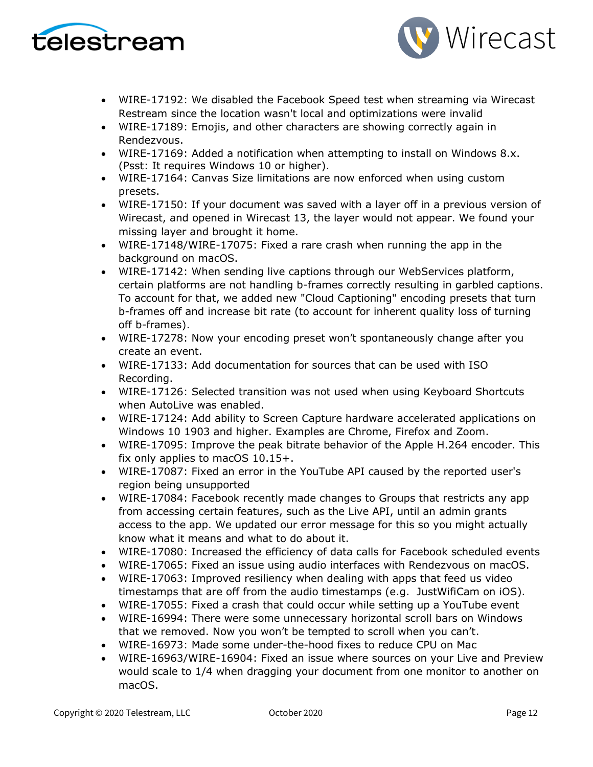- WIRE-17192: We disabled the Facebook Speed test when streaming via Wirecast Restream since the location wasn't local and optimizations were invalid
- WIRE-17189: Emojis, and other characters are showing correctly again in Rendezvous.
- WIRE-17169: Added a notification when attempting to install on Windows 8.x. (Psst: It requires Windows 10 or higher).
- WIRE-17164: Canvas Size limitations are now enforced when using custom presets.
- WIRE-17150: If your document was saved with a layer off in a previous version of Wirecast, and opened in Wirecast 13, the layer would not appear. We found your missing layer and brought it home.
- WIRE-17148/WIRE-17075: Fixed a rare crash when running the app in the background on macOS.
- WIRE-17142: When sending live captions through our WebServices platform, certain platforms are not handling b-frames correctly resulting in garbled captions. To account for that, we added new "Cloud Captioning" encoding presets that turn b-frames off and increase bit rate (to account for inherent quality loss of turning off b-frames).
- WIRE-17278: Now your encoding preset won't spontaneously change after you create an event.
- WIRE-17133: Add documentation for sources that can be used with ISO Recording.
- WIRE-17126: Selected transition was not used when using Keyboard Shortcuts when AutoLive was enabled.
- WIRE-17124: Add ability to Screen Capture hardware accelerated applications on Windows 10 1903 and higher. Examples are Chrome, Firefox and Zoom.
- WIRE-17095: Improve the peak bitrate behavior of the Apple H.264 encoder. This fix only applies to macOS 10.15+.
- WIRE-17087: Fixed an error in the YouTube API caused by the reported user's region being unsupported
- WIRE-17084: Facebook recently made changes to Groups that restricts any app from accessing certain features, such as the Live API, until an admin grants access to the app. We updated our error message for this so you might actually know what it means and what to do about it.
- WIRE-17080: Increased the efficiency of data calls for Facebook scheduled events
- WIRE-17065: Fixed an issue using audio interfaces with Rendezvous on macOS.
- WIRE-17063: Improved resiliency when dealing with apps that feed us video timestamps that are off from the audio timestamps (e.g. JustWifiCam on iOS).
- WIRE-17055: Fixed a crash that could occur while setting up a YouTube event
- WIRE-16994: There were some unnecessary horizontal scroll bars on Windows that we removed. Now you won't be tempted to scroll when you can't.
- WIRE-16973: Made some under-the-hood fixes to reduce CPU on Mac
- WIRE-16963/WIRE-16904: Fixed an issue where sources on your Live and Preview would scale to 1/4 when dragging your document from one monitor to another on macOS.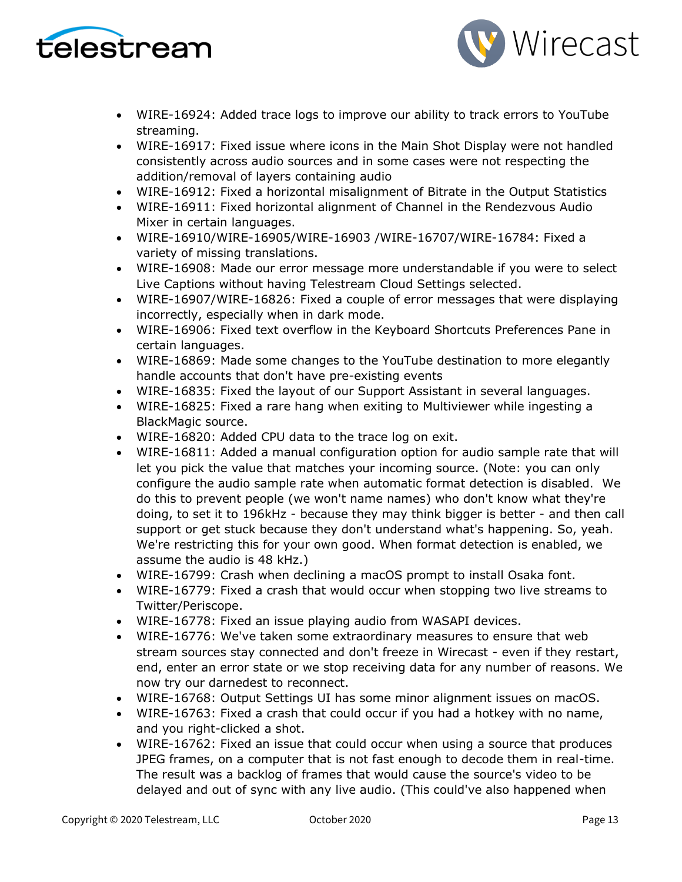- WIRE-16924: Added trace logs to improve our ability to track errors to YouTube streaming.
- WIRE-16917: Fixed issue where icons in the Main Shot Display were not handled consistently across audio sources and in some cases were not respecting the addition/removal of layers containing audio
- WIRE-16912: Fixed a horizontal misalignment of Bitrate in the Output Statistics
- WIRE-16911: Fixed horizontal alignment of Channel in the Rendezvous Audio Mixer in certain languages.
- WIRE-16910/WIRE-16905/WIRE-16903 /WIRE-16707/WIRE-16784: Fixed a variety of missing translations.
- WIRE-16908: Made our error message more understandable if you were to select Live Captions without having Telestream Cloud Settings selected.
- WIRE-16907/WIRE-16826: Fixed a couple of error messages that were displaying incorrectly, especially when in dark mode.
- WIRE-16906: Fixed text overflow in the Keyboard Shortcuts Preferences Pane in certain languages.
- WIRE-16869: Made some changes to the YouTube destination to more elegantly handle accounts that don't have pre-existing events
- WIRE-16835: Fixed the layout of our Support Assistant in several languages.
- WIRE-16825: Fixed a rare hang when exiting to Multiviewer while ingesting a BlackMagic source.
- WIRE-16820: Added CPU data to the trace log on exit.
- WIRE-16811: Added a manual configuration option for audio sample rate that will let you pick the value that matches your incoming source. (Note: you can only configure the audio sample rate when automatic format detection is disabled. We do this to prevent people (we won't name names) who don't know what they're doing, to set it to 196kHz - because they may think bigger is better - and then call support or get stuck because they don't understand what's happening. So, yeah. We're restricting this for your own good. When format detection is enabled, we assume the audio is 48 kHz.)
- WIRE-16799: Crash when declining a macOS prompt to install Osaka font.
- WIRE-16779: Fixed a crash that would occur when stopping two live streams to Twitter/Periscope.
- WIRE-16778: Fixed an issue playing audio from WASAPI devices.
- WIRE-16776: We've taken some extraordinary measures to ensure that web stream sources stay connected and don't freeze in Wirecast - even if they restart, end, enter an error state or we stop receiving data for any number of reasons. We now try our darnedest to reconnect.
- WIRE-16768: Output Settings UI has some minor alignment issues on macOS.
- WIRE-16763: Fixed a crash that could occur if you had a hotkey with no name, and you right-clicked a shot.
- WIRE-16762: Fixed an issue that could occur when using a source that produces JPEG frames, on a computer that is not fast enough to decode them in real-time. The result was a backlog of frames that would cause the source's video to be delayed and out of sync with any live audio. (This could've also happened when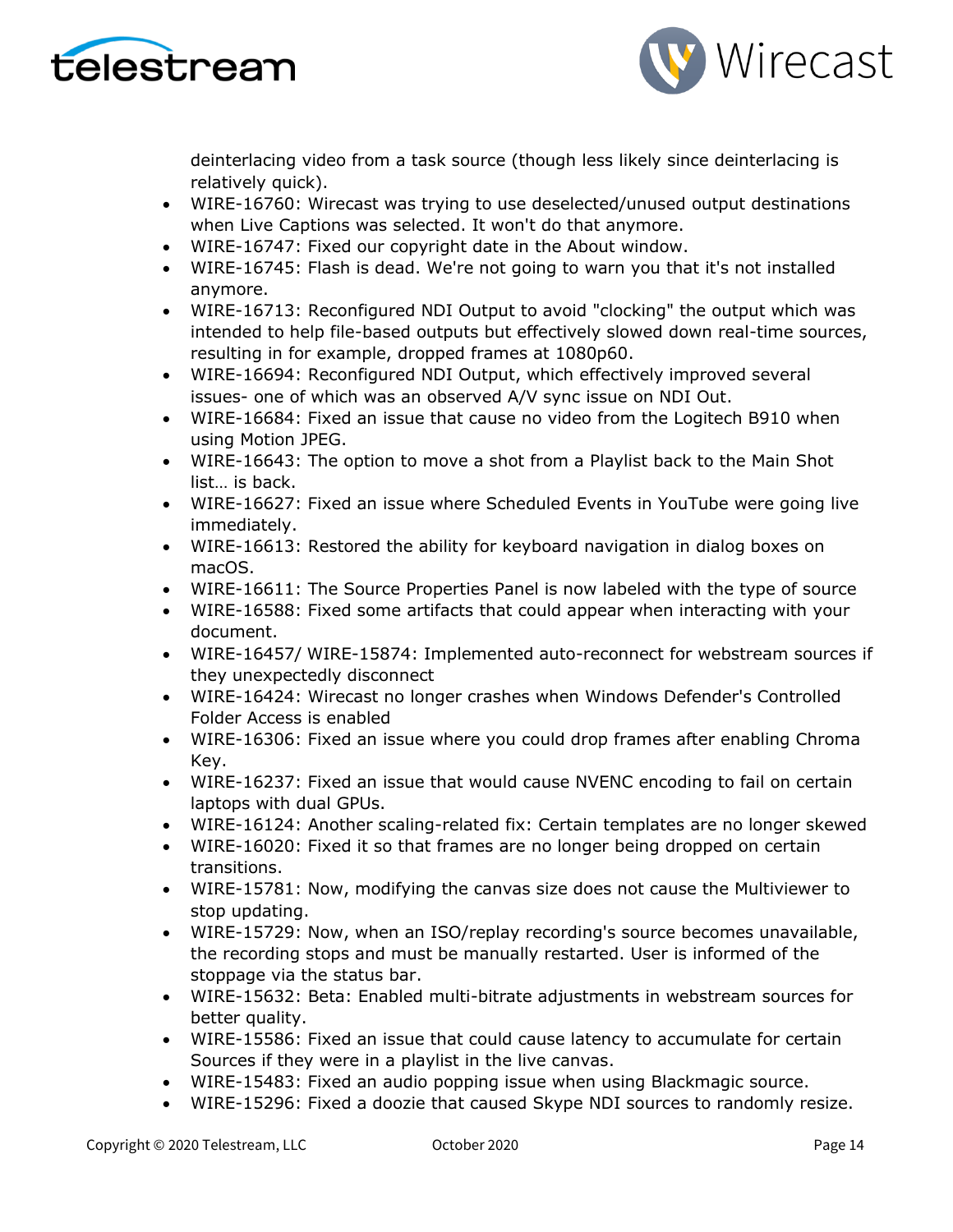deinterlacing video from a task source (though less likely since deinterlacing is relatively quick).

- WIRE-16760: Wirecast was trying to use deselected/unused output destinations when Live Captions was selected. It won't do that anymore.
- WIRE-16747: Fixed our copyright date in the About window.
- WIRE-16745: Flash is dead. We're not going to warn you that it's not installed anymore.
- WIRE-16713: Reconfigured NDI Output to avoid "clocking" the output which was intended to help file-based outputs but effectively slowed down real-time sources, resulting in for example, dropped frames at 1080p60.
- WIRE-16694: Reconfigured NDI Output, which effectively improved several issues- one of which was an observed A/V sync issue on NDI Out.
- WIRE-16684: Fixed an issue that cause no video from the Logitech B910 when using Motion JPEG.
- WIRE-16643: The option to move a shot from a Playlist back to the Main Shot list… is back.
- WIRE-16627: Fixed an issue where Scheduled Events in YouTube were going live immediately.
- WIRE-16613: Restored the ability for keyboard navigation in dialog boxes on macOS.
- WIRE-16611: The Source Properties Panel is now labeled with the type of source
- WIRE-16588: Fixed some artifacts that could appear when interacting with your document.
- WIRE-16457/ WIRE-15874: Implemented auto-reconnect for webstream sources if they unexpectedly disconnect
- WIRE-16424: Wirecast no longer crashes when Windows Defender's Controlled Folder Access is enabled
- WIRE-16306: Fixed an issue where you could drop frames after enabling Chroma Key.
- WIRE-16237: Fixed an issue that would cause NVENC encoding to fail on certain laptops with dual GPUs.
- WIRE-16124: Another scaling-related fix: Certain templates are no longer skewed
- WIRE-16020: Fixed it so that frames are no longer being dropped on certain transitions.
- WIRE-15781: Now, modifying the canvas size does not cause the Multiviewer to stop updating.
- WIRE-15729: Now, when an ISO/replay recording's source becomes unavailable, the recording stops and must be manually restarted. User is informed of the stoppage via the status bar.
- WIRE-15632: Beta: Enabled multi-bitrate adjustments in webstream sources for better quality.
- WIRE-15586: Fixed an issue that could cause latency to accumulate for certain Sources if they were in a playlist in the live canvas.
- WIRE-15483: Fixed an audio popping issue when using Blackmagic source.
- WIRE-15296: Fixed a doozie that caused Skype NDI sources to randomly resize.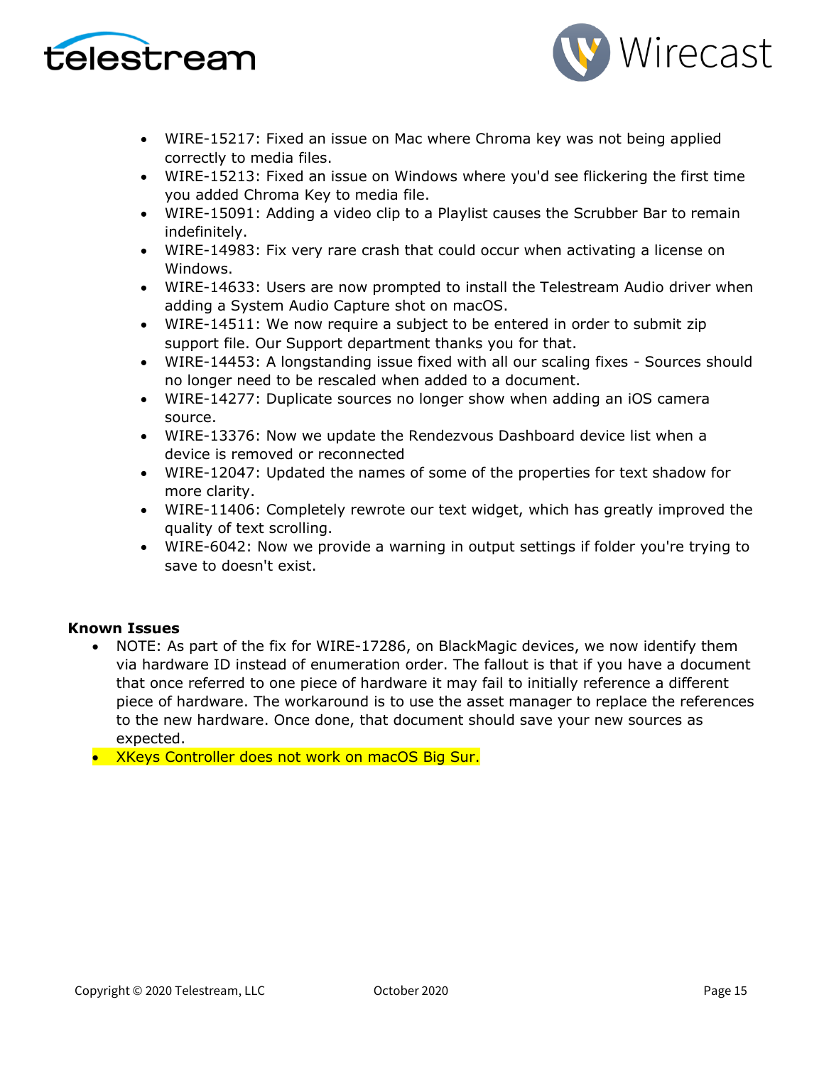- WIRE-15217: Fixed an issue on Mac where Chroma key was not being applied correctly to media files.
- WIRE-15213: Fixed an issue on Windows where you'd see flickering the first time you added Chroma Key to media file.
- WIRE-15091: Adding a video clip to a Playlist causes the Scrubber Bar to remain indefinitely.
- WIRE-14983: Fix very rare crash that could occur when activating a license on Windows.
- WIRE-14633: Users are now prompted to install the Telestream Audio driver when adding a System Audio Capture shot on macOS.
- WIRE-14511: We now require a subject to be entered in order to submit zip support file. Our Support department thanks you for that.
- WIRE-14453: A longstanding issue fixed with all our scaling fixes - Sources should no longer need to be rescaled when added to a document.
- WIRE-14277: Duplicate sources no longer show when adding an iOS camera source.
- WIRE-13376: Now we update the Rendezvous Dashboard device list when a device is removed or reconnected
- WIRE-12047: Updated the names of some of the properties for text shadow for more clarity.
- WIRE-11406: Completely rewrote our text widget, which has greatly improved the quality of text scrolling.
- WIRE-6042: Now we provide a warning in output settings if folder you're trying to save to doesn't exist.

**Known Issues**

- NOTE: As part of the fix for WIRE-17286, on BlackMagic devices, we now identify them via hardware ID instead of enumeration order. The fallout is that if you have a document that once referred to one piece of hardware it may fail to initially reference a different piece of hardware. The workaround is to use the asset manager to replace the references to the new hardware. Once done, that document should save your new sources as expected.
- XKeys Controller does not work on macOS Big Sur.